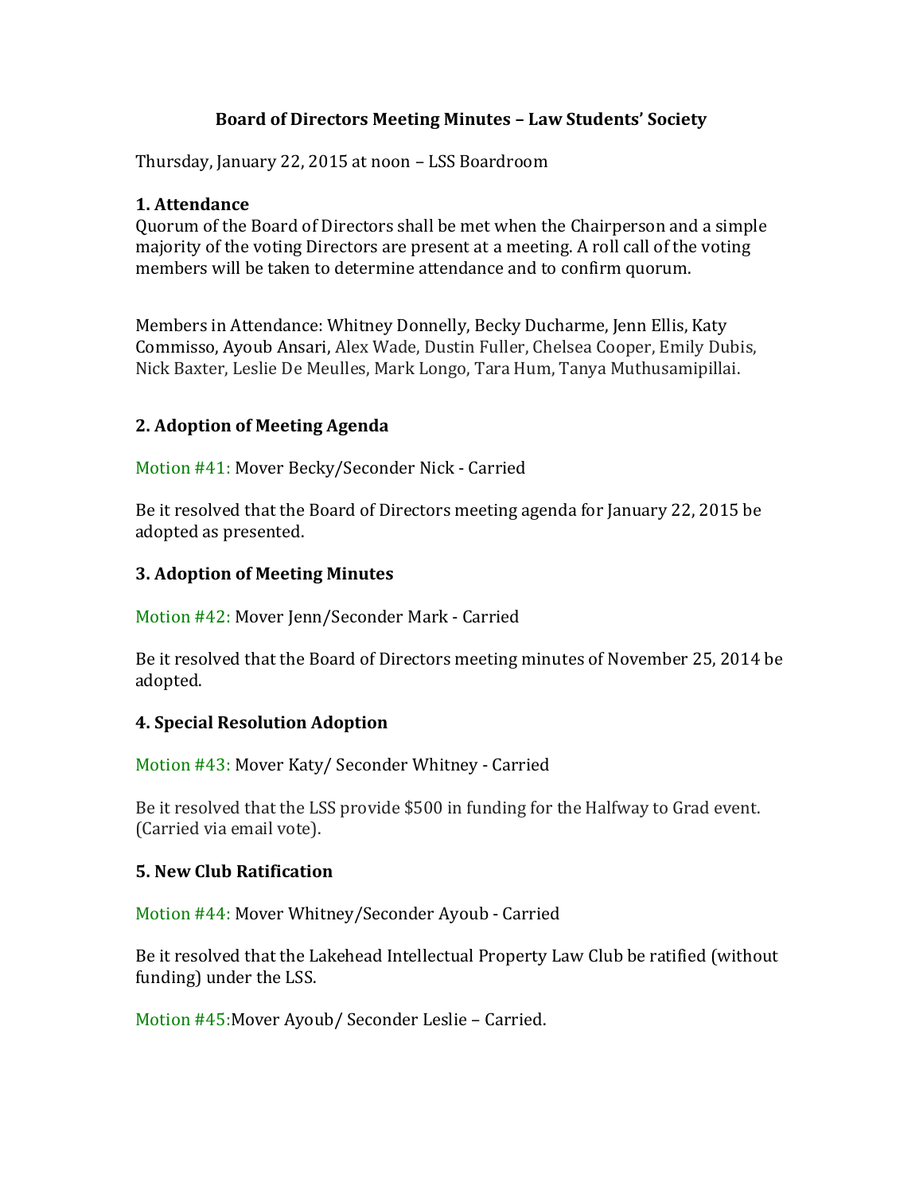**Board of Directors Meeting Minutes – Law Students' Society**

Thursday, January 22, 2015 at noon – LSS Boardroom

### 1. Attendance

Quorum of the Board of Directors shall be met when the Chairperson and a simple majority of the voting Directors are present at a meeting. A roll call of the voting members will be taken to determine attendance and to confirm quorum.

Members in Attendance: Whitney Donnelly, Becky Ducharme, Jenn Ellis, Katy Commisso, Ayoub Ansari, Alex Wade, Dustin Fuller, Chelsea Cooper, Emily Dubis, Nick Baxter, Leslie De Meulles, Mark Longo, Tara Hum, Tanya Muthusamipillai.

### 2. Adoption of Meeting Agenda

Motion #41: Mover Becky/Seconder Nick - Carried

Be it resolved that the Board of Directors meeting agenda for January 22, 2015 be adopted as presented.

### 3. Adoption of Meeting Minutes

Motion #42: Mover Jenn/Seconder Mark - Carried

Be it resolved that the Board of Directors meeting minutes of November 25, 2014 be adopted.

### 4. Special Resolution Adoption

Motion #43: Mover Katy/ Seconder Whitney - Carried

Be it resolved that the LSS provide $500 in funding for the Halfway to Grad event. (Carried via email vote).

### 5. New Club Ratification

Motion #44: Mover Whitney/Seconder Ayoub - Carried

Be it resolved that the Lakehead Intellectual Property Law Club be ratified (without funding) under the LSS.

Motion #45:Mover Ayoub/ Seconder Leslie – Carried.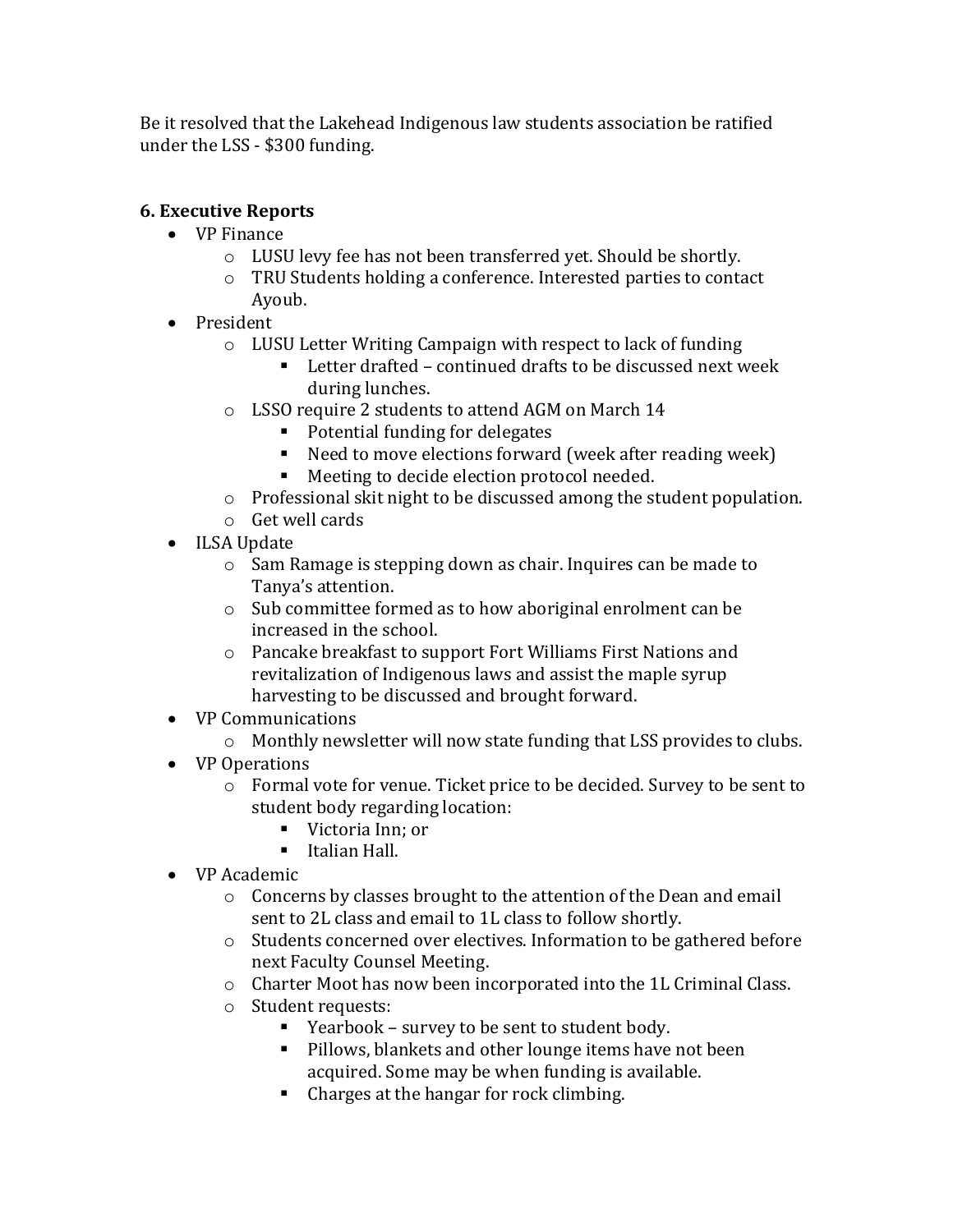Be it resolved that the Lakehead Indigenous law students association be ratified under the LSS - $300 funding.

### 6. Executive Reports

- VP Finance
  - LUSU levy fee has not been transferred yet. Should be shortly.
  - TRU Students holding a conference. Interested parties to contact Ayoub.
- President
  - LUSU Letter Writing Campaign with respect to lack of funding
    - Letter drafted – continued drafts to be discussed next week during lunches.
  - LSSO require 2 students to attend AGM on March 14
    - Potential funding for delegates
    - Need to move elections forward (week after reading week)
    - Meeting to decide election protocol needed.
  - Professional skit night to be discussed among the student population.
  - Get well cards
- ILSA Update
  - Sam Ramage is stepping down as chair. Inquires can be made to Tanya's attention.
  - Sub committee formed as to how aboriginal enrolment can be increased in the school.
  - Pancake breakfast to support Fort Williams First Nations and revitalization of Indigenous laws and assist the maple syrup harvesting to be discussed and brought forward.
- VP Communications
  - Monthly newsletter will now state funding that LSS provides to clubs.
- VP Operations
  - Formal vote for venue. Ticket price to be decided. Survey to be sent to student body regarding location:
    - Victoria Inn; or
    - Italian Hall.
- VP Academic
  - Concerns by classes brought to the attention of the Dean and email sent to 2L class and email to 1L class to follow shortly.
  - Students concerned over electives. Information to be gathered before next Faculty Counsel Meeting.
  - Charter Moot has now been incorporated into the 1L Criminal Class.
  - Student requests:
    - Yearbook – survey to be sent to student body.
    - Pillows, blankets and other lounge items have not been acquired. Some may be when funding is available.
    - Charges at the hangar for rock climbing.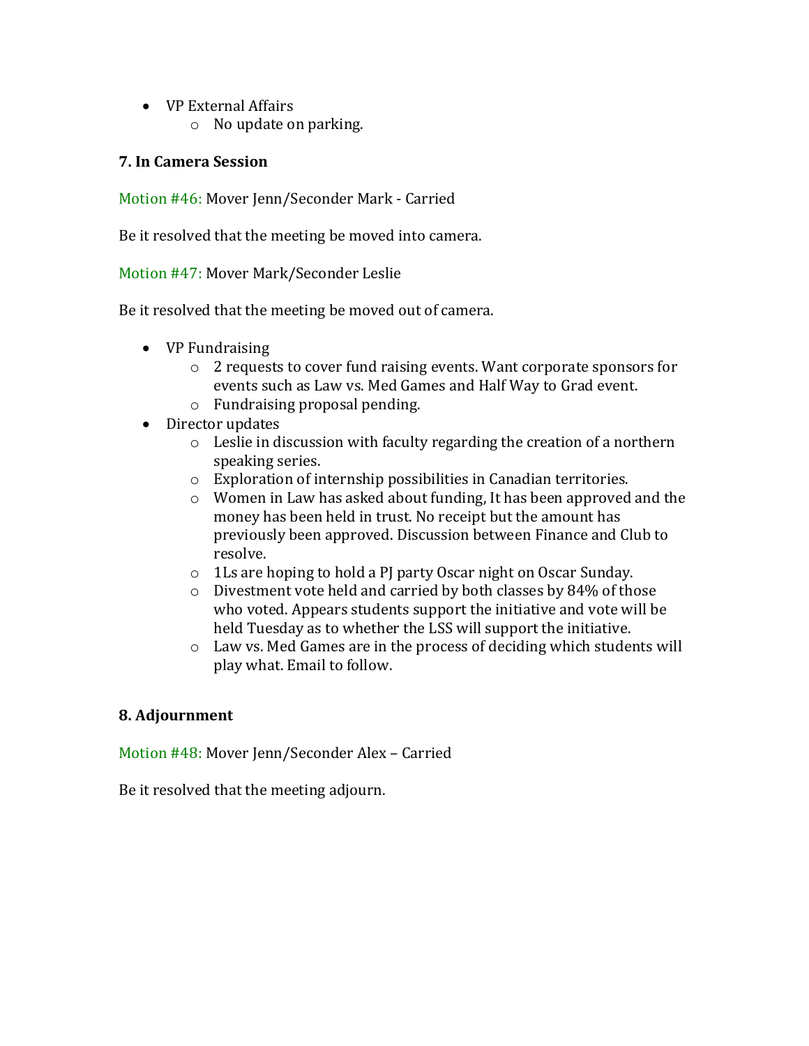- VP External Affairs
  - No update on parking.

**7. In Camera Session**

Motion #46: Mover Jenn/Seconder Mark - Carried

Be it resolved that the meeting be moved into camera.

Motion #47: Mover Mark/Seconder Leslie

Be it resolved that the meeting be moved out of camera.

- VP Fundraising
  - 2 requests to cover fund raising events. Want corporate sponsors for events such as Law vs. Med Games and Half Way to Grad event.
  - Fundraising proposal pending.
- Director updates
  - Leslie in discussion with faculty regarding the creation of a northern speaking series.
  - Exploration of internship possibilities in Canadian territories.
  - Women in Law has asked about funding, It has been approved and the money has been held in trust. No receipt but the amount has previously been approved. Discussion between Finance and Club to resolve.
  - 1Ls are hoping to hold a PJ party Oscar night on Oscar Sunday.
  - Divestment vote held and carried by both classes by 84% of those who voted. Appears students support the initiative and vote will be held Tuesday as to whether the LSS will support the initiative.
  - Law vs. Med Games are in the process of deciding which students will play what. Email to follow.

**8. Adjournment**

Motion #48: Mover Jenn/Seconder Alex – Carried

Be it resolved that the meeting adjourn.